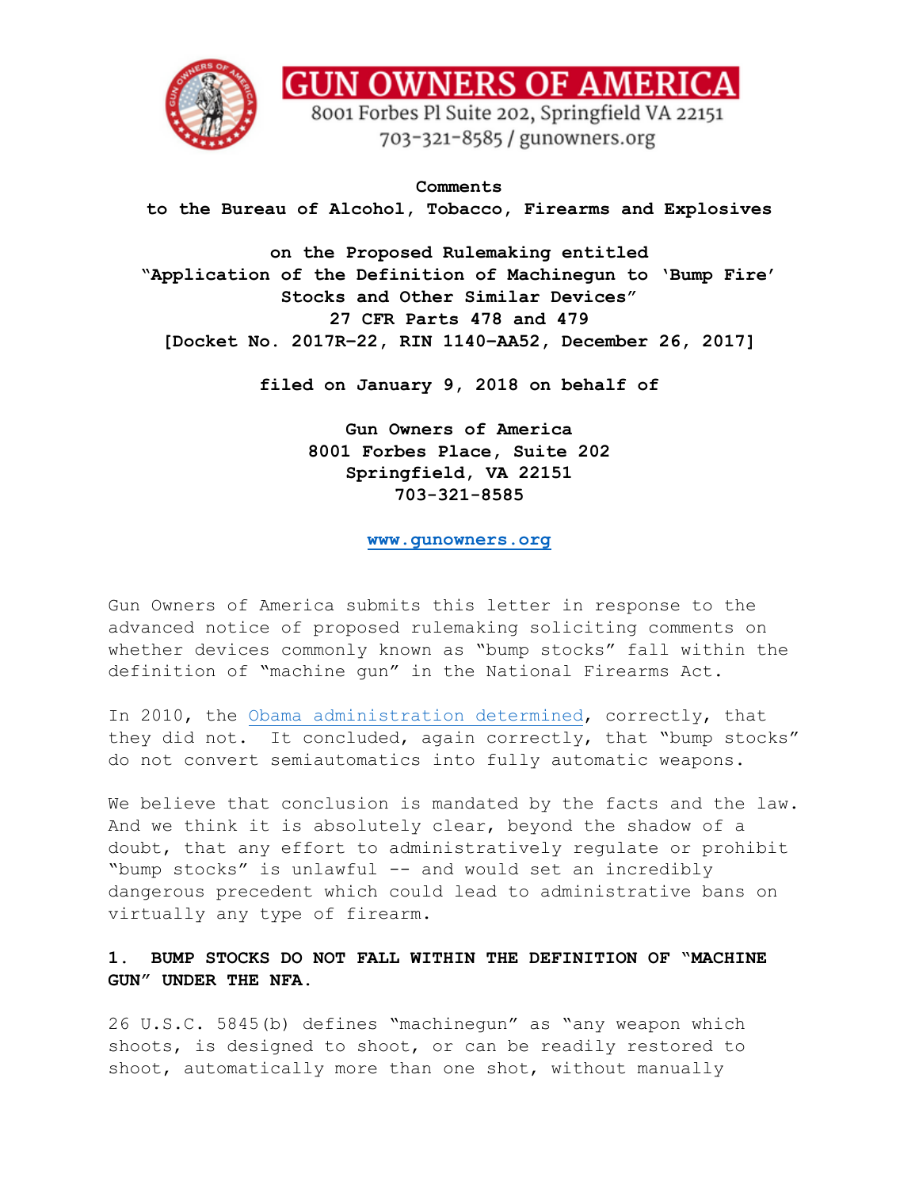**GUN OWNERS OF AMERICA**
8001 Forbes Pl Suite 202, Springfield VA 22151
703-321-8585 / gunowners.org

**Comments**
**to the Bureau of Alcohol, Tobacco, Firearms and Explosives**

**on the Proposed Rulemaking entitled**
**"Application of the Definition of Machinegun to 'Bump Fire' Stocks and Other Similar Devices"**
**27 CFR Parts 478 and 479**
**[Docket No. 2017R-22, RIN 1140-AA52, December 26, 2017]**

**filed on January 9, 2018 on behalf of**

**Gun Owners of America**
**8001 Forbes Place, Suite 202**
**Springfield, VA 22151**
**703-321-8585**

**www.gunowners.org**

Gun Owners of America submits this letter in response to the advanced notice of proposed rulemaking soliciting comments on whether devices commonly known as "bump stocks" fall within the definition of "machine gun" in the National Firearms Act.

In 2010, the Obama administration determined, correctly, that they did not. It concluded, again correctly, that "bump stocks" do not convert semiautomatics into fully automatic weapons.

We believe that conclusion is mandated by the facts and the law. And we think it is absolutely clear, beyond the shadow of a doubt, that any effort to administratively regulate or prohibit "bump stocks" is unlawful -- and would set an incredibly dangerous precedent which could lead to administrative bans on virtually any type of firearm.

## 1. BUMP STOCKS DO NOT FALL WITHIN THE DEFINITION OF "MACHINE GUN" UNDER THE NFA.

26 U.S.C. 5845(b) defines "machinegun" as "any weapon which shoots, is designed to shoot, or can be readily restored to shoot, automatically more than one shot, without manually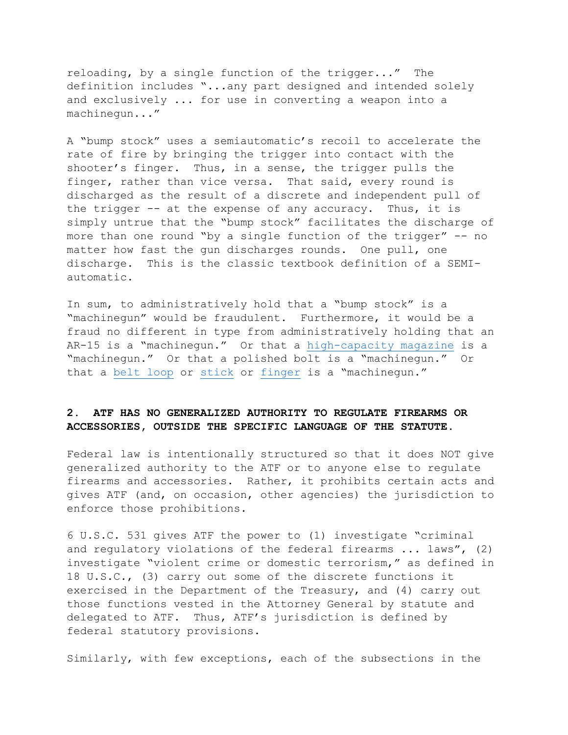reloading, by a single function of the trigger..." The definition includes "...any part designed and intended solely and exclusively ... for use in converting a weapon into a machinegun..."

A "bump stock" uses a semiautomatic's recoil to accelerate the rate of fire by bringing the trigger into contact with the shooter's finger. Thus, in a sense, the trigger pulls the finger, rather than vice versa. That said, every round is discharged as the result of a discrete and independent pull of the trigger -- at the expense of any accuracy. Thus, it is simply untrue that the "bump stock" facilitates the discharge of more than one round "by a single function of the trigger" -- no matter how fast the gun discharges rounds. One pull, one discharge. This is the classic textbook definition of a SEMI-automatic.

In sum, to administratively hold that a "bump stock" is a "machinegun" would be fraudulent. Furthermore, it would be a fraud no different in type from administratively holding that an AR-15 is a "machinegun." Or that a high-capacity magazine is a "machinegun." Or that a polished bolt is a "machinegun." Or that a belt loop or stick or finger is a "machinegun."

**2. ATF HAS NO GENERALIZED AUTHORITY TO REGULATE FIREARMS OR ACCESSORIES, OUTSIDE THE SPECIFIC LANGUAGE OF THE STATUTE.**

Federal law is intentionally structured so that it does NOT give generalized authority to the ATF or to anyone else to regulate firearms and accessories. Rather, it prohibits certain acts and gives ATF (and, on occasion, other agencies) the jurisdiction to enforce those prohibitions.

6 U.S.C. 531 gives ATF the power to (1) investigate "criminal and regulatory violations of the federal firearms ... laws", (2) investigate "violent crime or domestic terrorism," as defined in 18 U.S.C., (3) carry out some of the discrete functions it exercised in the Department of the Treasury, and (4) carry out those functions vested in the Attorney General by statute and delegated to ATF. Thus, ATF's jurisdiction is defined by federal statutory provisions.

Similarly, with few exceptions, each of the subsections in the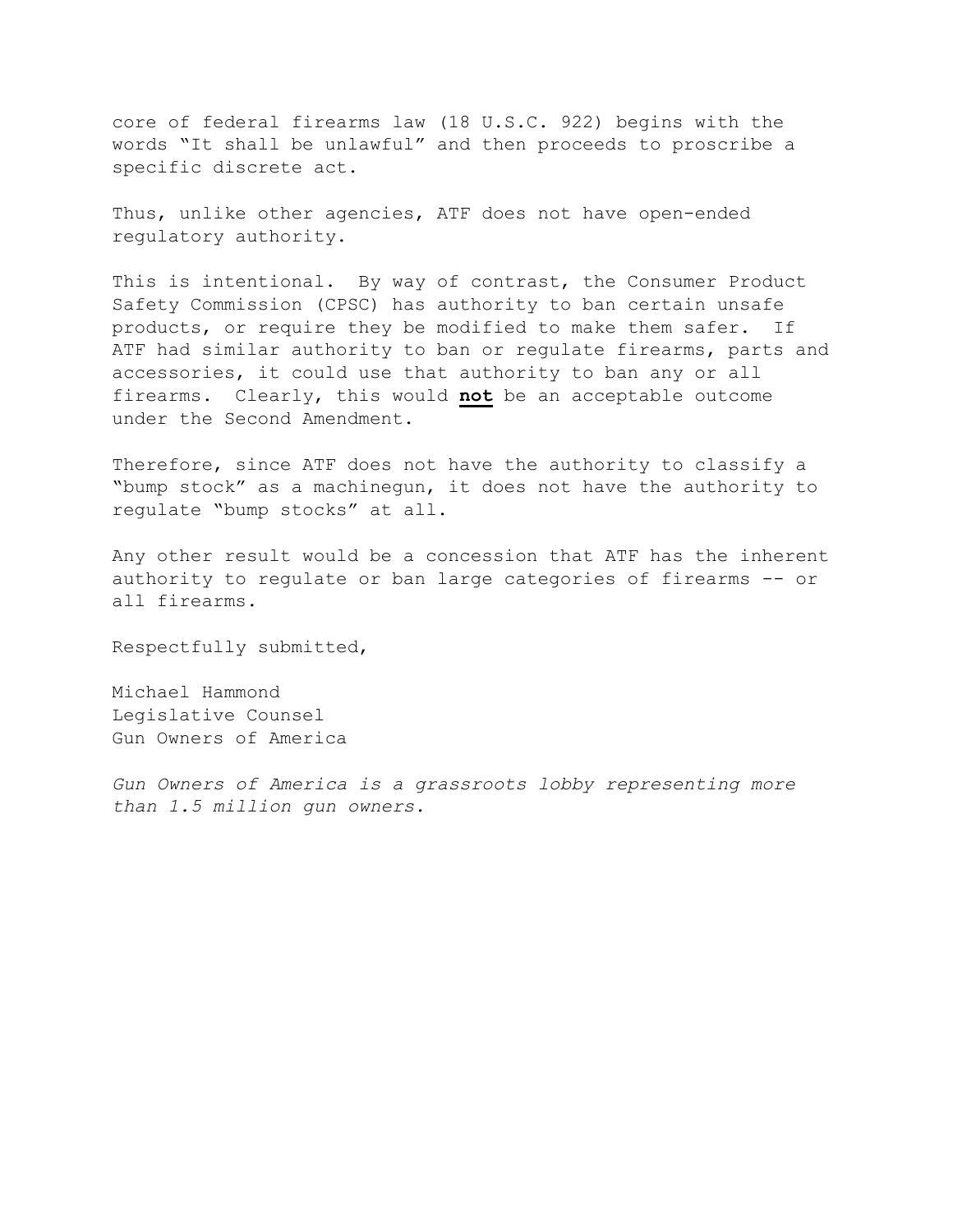core of federal firearms law (18 U.S.C. 922) begins with the words "It shall be unlawful" and then proceeds to proscribe a specific discrete act.

Thus, unlike other agencies, ATF does not have open-ended regulatory authority.

This is intentional. By way of contrast, the Consumer Product Safety Commission (CPSC) has authority to ban certain unsafe products, or require they be modified to make them safer. If ATF had similar authority to ban or regulate firearms, parts and accessories, it could use that authority to ban any or all firearms. Clearly, this would **not** be an acceptable outcome under the Second Amendment.

Therefore, since ATF does not have the authority to classify a "bump stock" as a machinegun, it does not have the authority to regulate "bump stocks" at all.

Any other result would be a concession that ATF has the inherent authority to regulate or ban large categories of firearms -- or all firearms.

Respectfully submitted,

Michael Hammond
Legislative Counsel
Gun Owners of America

*Gun Owners of America is a grassroots lobby representing more than 1.5 million gun owners.*